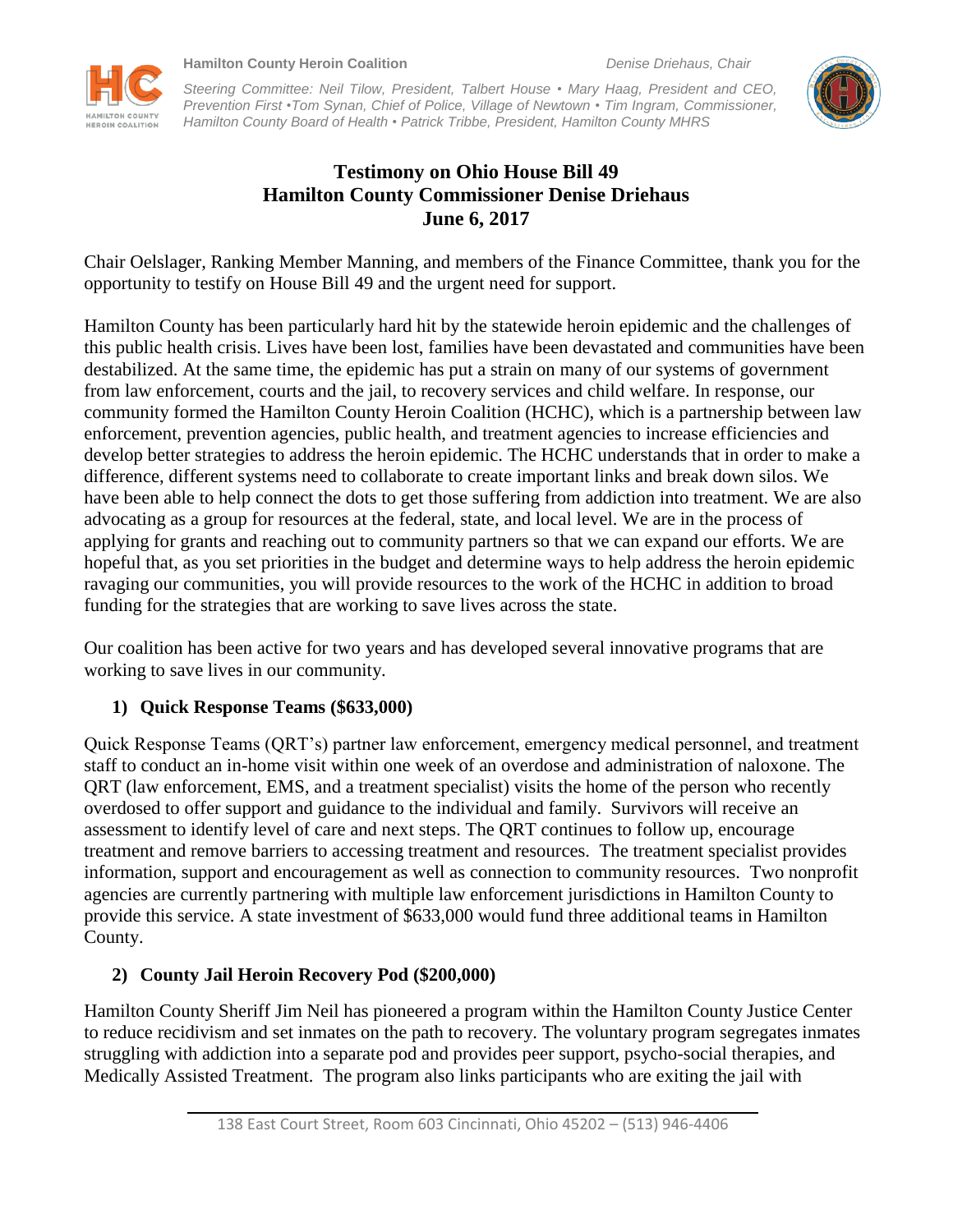**Hamilton County Heroin Coalition** *Denise Driehaus, Chair*

*Steering Committee: Neil Tilow, President, Talbert House • Mary Haag, President and CEO, Prevention First •Tom Synan, Chief of Police, Village of Newtown • Tim Ingram, Commissioner, Hamilton County Board of Health • Patrick Tribbe, President, Hamilton County MHRS*

# Testimony on Ohio House Bill 49
# Hamilton County Commissioner Denise Driehaus
# June 6, 2017

Chair Oelslager, Ranking Member Manning, and members of the Finance Committee, thank you for the opportunity to testify on House Bill 49 and the urgent need for support.

Hamilton County has been particularly hard hit by the statewide heroin epidemic and the challenges of this public health crisis. Lives have been lost, families have been devastated and communities have been destabilized. At the same time, the epidemic has put a strain on many of our systems of government from law enforcement, courts and the jail, to recovery services and child welfare. In response, our community formed the Hamilton County Heroin Coalition (HCHC), which is a partnership between law enforcement, prevention agencies, public health, and treatment agencies to increase efficiencies and develop better strategies to address the heroin epidemic. The HCHC understands that in order to make a difference, different systems need to collaborate to create important links and break down silos. We have been able to help connect the dots to get those suffering from addiction into treatment. We are also advocating as a group for resources at the federal, state, and local level. We are in the process of applying for grants and reaching out to community partners so that we can expand our efforts. We are hopeful that, as you set priorities in the budget and determine ways to help address the heroin epidemic ravaging our communities, you will provide resources to the work of the HCHC in addition to broad funding for the strategies that are working to save lives across the state.

Our coalition has been active for two years and has developed several innovative programs that are working to save lives in our community.

1) **Quick Response Teams ($633,000)**

Quick Response Teams (QRT's) partner law enforcement, emergency medical personnel, and treatment staff to conduct an in-home visit within one week of an overdose and administration of naloxone. The QRT (law enforcement, EMS, and a treatment specialist) visits the home of the person who recently overdosed to offer support and guidance to the individual and family. Survivors will receive an assessment to identify level of care and next steps. The QRT continues to follow up, encourage treatment and remove barriers to accessing treatment and resources. The treatment specialist provides information, support and encouragement as well as connection to community resources. Two nonprofit agencies are currently partnering with multiple law enforcement jurisdictions in Hamilton County to provide this service. A state investment of $633,000 would fund three additional teams in Hamilton County.

2) **County Jail Heroin Recovery Pod ($200,000)**

Hamilton County Sheriff Jim Neil has pioneered a program within the Hamilton County Justice Center to reduce recidivism and set inmates on the path to recovery. The voluntary program segregates inmates struggling with addiction into a separate pod and provides peer support, psycho-social therapies, and Medically Assisted Treatment. The program also links participants who are exiting the jail with

138 East Court Street, Room 603 Cincinnati, Ohio 45202 – (513) 946-4406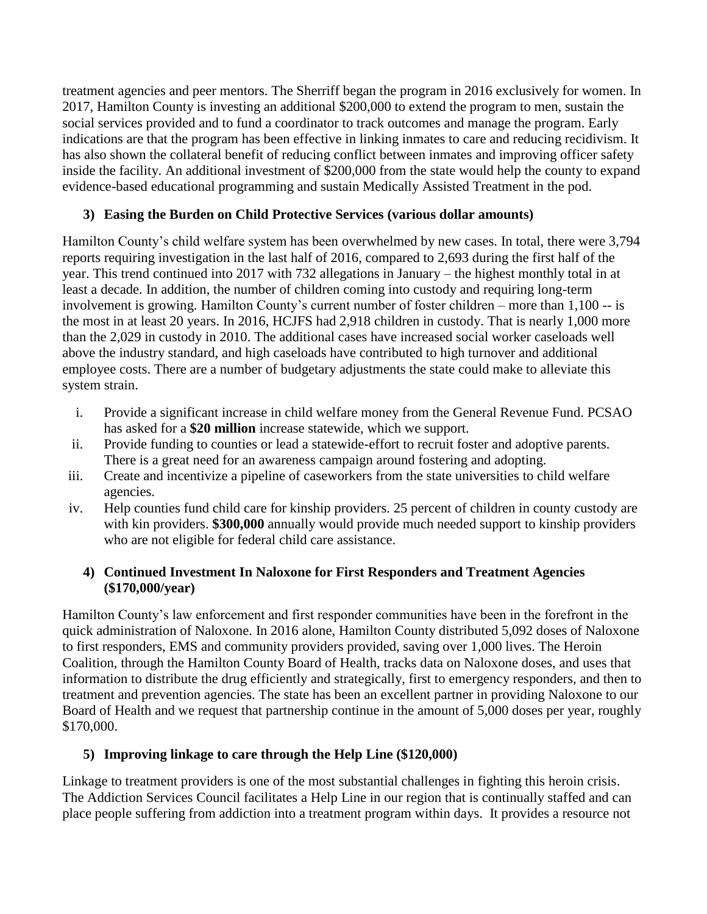treatment agencies and peer mentors. The Sherriff began the program in 2016 exclusively for women. In 2017, Hamilton County is investing an additional $200,000 to extend the program to men, sustain the social services provided and to fund a coordinator to track outcomes and manage the program. Early indications are that the program has been effective in linking inmates to care and reducing recidivism. It has also shown the collateral benefit of reducing conflict between inmates and improving officer safety inside the facility. An additional investment of $200,000 from the state would help the county to expand evidence-based educational programming and sustain Medically Assisted Treatment in the pod.

### 3) Easing the Burden on Child Protective Services (various dollar amounts)

Hamilton County's child welfare system has been overwhelmed by new cases. In total, there were 3,794 reports requiring investigation in the last half of 2016, compared to 2,693 during the first half of the year. This trend continued into 2017 with 732 allegations in January – the highest monthly total in at least a decade. In addition, the number of children coming into custody and requiring long-term involvement is growing. Hamilton County's current number of foster children – more than 1,100 -- is the most in at least 20 years. In 2016, HCJFS had 2,918 children in custody. That is nearly 1,000 more than the 2,029 in custody in 2010. The additional cases have increased social worker caseloads well above the industry standard, and high caseloads have contributed to high turnover and additional employee costs. There are a number of budgetary adjustments the state could make to alleviate this system strain.

i. Provide a significant increase in child welfare money from the General Revenue Fund. PCSAO has asked for a **$20 million** increase statewide, which we support.
ii. Provide funding to counties or lead a statewide-effort to recruit foster and adoptive parents. There is a great need for an awareness campaign around fostering and adopting.
iii. Create and incentivize a pipeline of caseworkers from the state universities to child welfare agencies.
iv. Help counties fund child care for kinship providers. 25 percent of children in county custody are with kin providers. **$300,000** annually would provide much needed support to kinship providers who are not eligible for federal child care assistance.

### 4) Continued Investment In Naloxone for First Responders and Treatment Agencies ($170,000/year)

Hamilton County's law enforcement and first responder communities have been in the forefront in the quick administration of Naloxone. In 2016 alone, Hamilton County distributed 5,092 doses of Naloxone to first responders, EMS and community providers provided, saving over 1,000 lives. The Heroin Coalition, through the Hamilton County Board of Health, tracks data on Naloxone doses, and uses that information to distribute the drug efficiently and strategically, first to emergency responders, and then to treatment and prevention agencies. The state has been an excellent partner in providing Naloxone to our Board of Health and we request that partnership continue in the amount of 5,000 doses per year, roughly $170,000.

### 5) Improving linkage to care through the Help Line ($120,000)

Linkage to treatment providers is one of the most substantial challenges in fighting this heroin crisis. The Addiction Services Council facilitates a Help Line in our region that is continually staffed and can place people suffering from addiction into a treatment program within days. It provides a resource not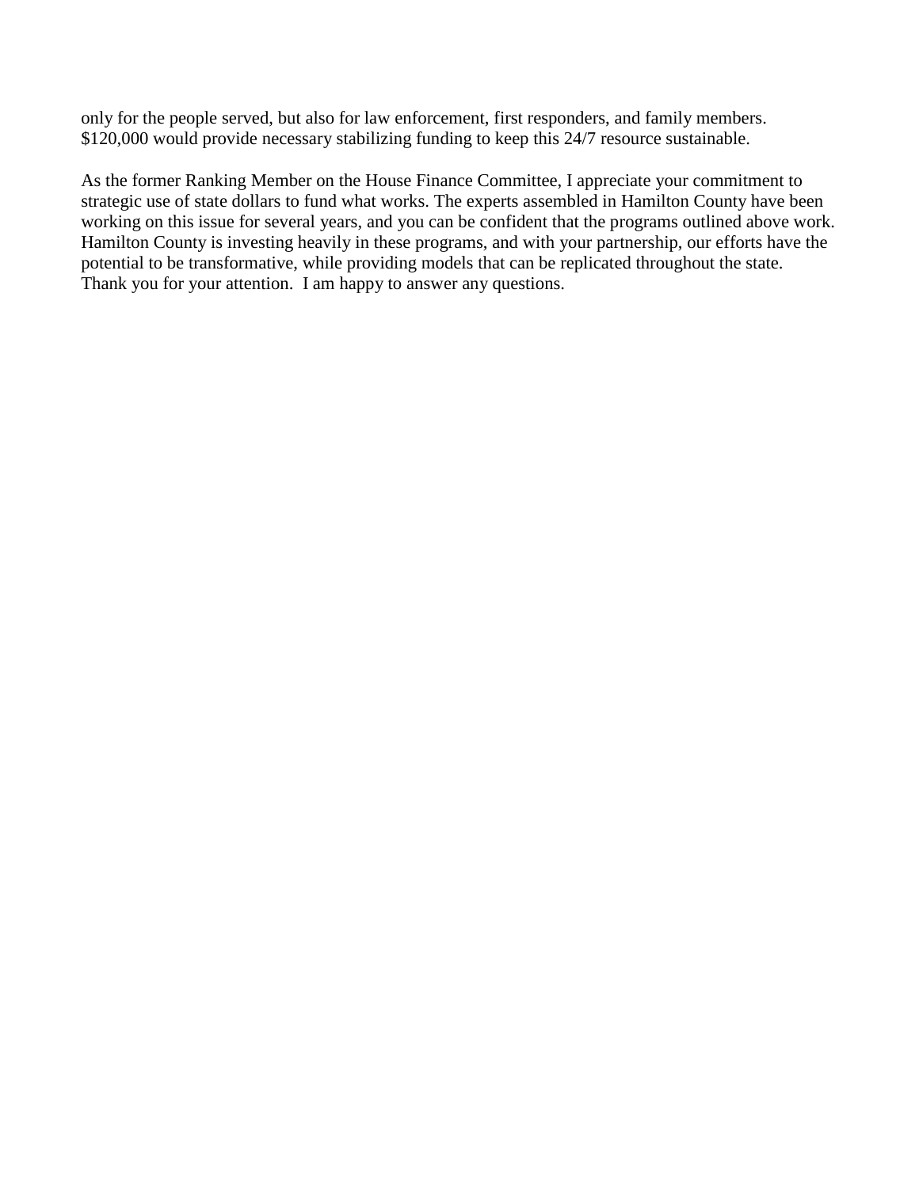only for the people served, but also for law enforcement, first responders, and family members. $120,000 would provide necessary stabilizing funding to keep this 24/7 resource sustainable.

As the former Ranking Member on the House Finance Committee, I appreciate your commitment to strategic use of state dollars to fund what works. The experts assembled in Hamilton County have been working on this issue for several years, and you can be confident that the programs outlined above work. Hamilton County is investing heavily in these programs, and with your partnership, our efforts have the potential to be transformative, while providing models that can be replicated throughout the state. Thank you for your attention. I am happy to answer any questions.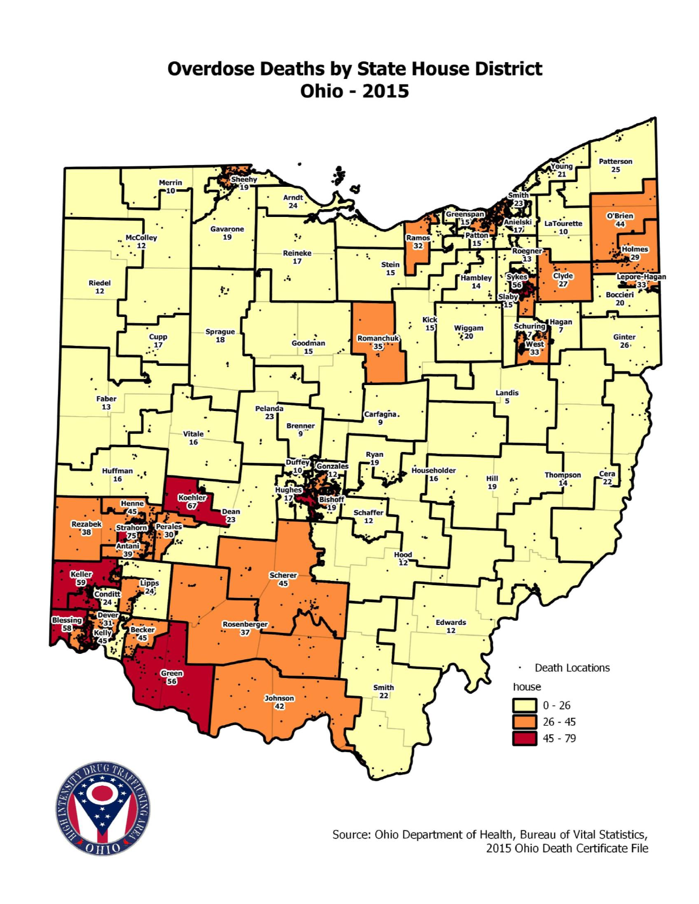# Overdose Deaths by State House District
## Ohio - 2015

Merrin 10
Sheehy 19
Arndt 24
Young 21
Patterson 25
McColley 12
Gavarone 19
Greenspan 15
Smith 23
Anielski 17
LaTourette 10
O'Brien 44
Ramos 32
Patton 15
Reineke 17
Roegner 13
Holmes 29
Stein 15
Riedel 12
Hambley 14
Sykes 56
Clyde 27
Lepore-Hagan 33
Slaby 15
Boccieri 20
Kick 15
Hagan 7
Romanchuk 35
Wiggam 20
Schuring 7
Cupp 17
Sprague 18
Goodman 15
West 33
Ginter 26
Landis 5
Faber 13
Pelanda 23
Carfagna 9
Brenner 9
Vitale 16
Ryan 19
Duffey 10
Gonzales 12
Householder 16
Huffman 16
Hill 19
Thompson 14
Cera 22
Hughes 17
Koehler 67
Bishoff 19
Henne 45
Dean 23
Schaffer 12
Rezabek 38
Strahorn 75
Perales 30
Antani 39
Hood 12
Scherer 45
Keller 59
Lipps 24
Conditt 24
Dever 31
Blessing 58
Rosenberger 37
Edwards 12
Kelly 45
Becker 45
Green 56
Smith 22
Johnson 42

· Death Locations

house
0 - 26
26 - 45
45 - 79

Source: Ohio Department of Health, Bureau of Vital Statistics, 2015 Ohio Death Certificate File